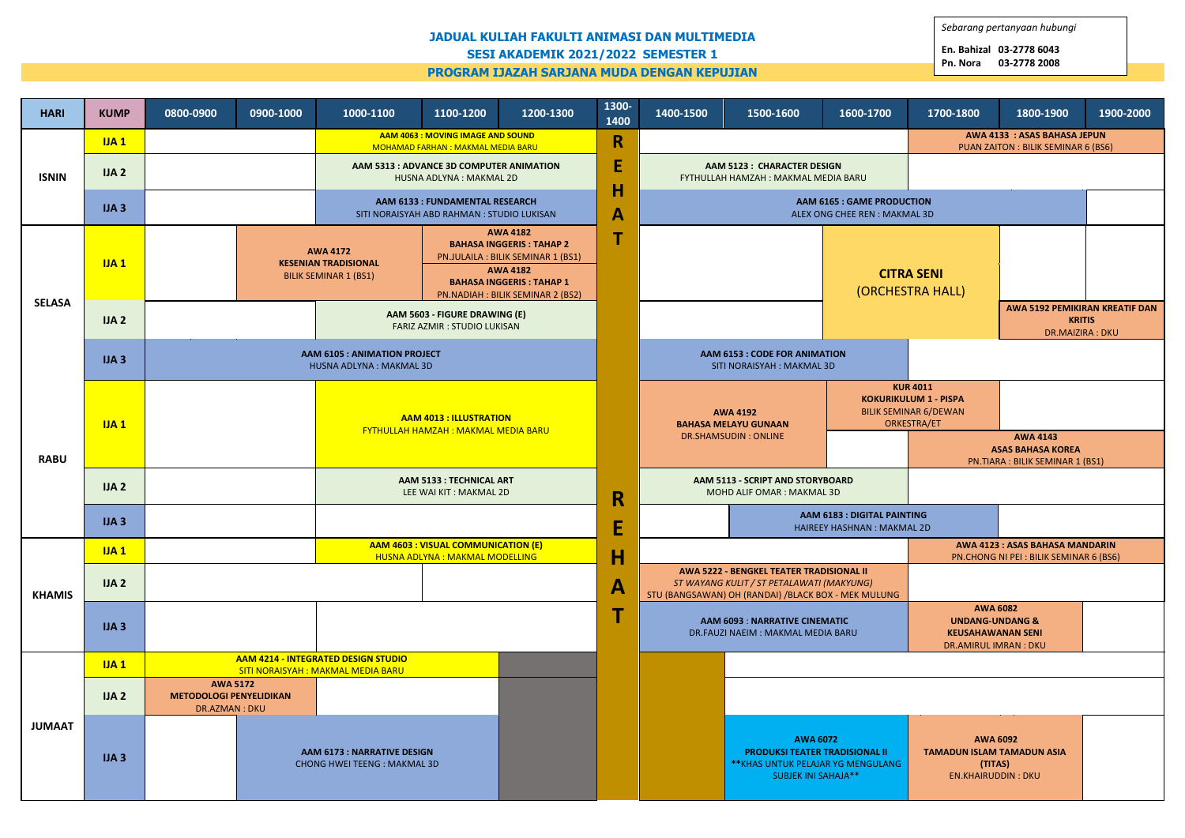# JADUAL KULIAH FAKULTI ANIMASI DAN MULTIMEDIA

## SESI AKADEMIK 2021/2022 SEMESTER 1

### PROGRAM IJAZAH SARJANA MUDA DENGAN KEPUJIAN

*Sebarang pertanyaan hubungi*

**En. Bahizal 03-2778 6043**
**Pn. Nora 03-2778 2008**

| HARI | KUMP | 0800-0900 | 0900-1000 | 1000-1100 | 1100-1200 | 1200-1300 | 1300-1400 | 1400-1500 | 1500-1600 | 1600-1700 | 1700-1800 | 1800-1900 | 1900-2000 |
|---|---|---|---|---|---|---|---|---|---|---|---|---|---|
| ISNIN | IJA 1 | | | **AAM 4063 : MOVING IMAGE AND SOUND** MOHAMAD FARHAN : MAKMAL MEDIA BARU | | | REHAT | | | | **AWA 4133 : ASAS BAHASA JEPUN** PUAN ZAITON : BILIK SEMINAR 6 (BS6) | | |
| | IJA 2 | | | **AAM 5313 : ADVANCE 3D COMPUTER ANIMATION** HUSNA ADLYNA : MAKMAL 2D | | | REHAT | **AAM 5123 : CHARACTER DESIGN** FYTHULLAH HAMZAH : MAKMAL MEDIA BARU | | | | | |
| | IJA 3 | | | **AAM 6133 : FUNDAMENTAL RESEARCH** SITI NORAISYAH ABD RAHMAN : STUDIO LUKISAN | | | REHAT | **AAM 6165 : GAME PRODUCTION** ALEX ONG CHEE REN : MAKMAL 3D | | | | | |
| SELASA | IJA 1 | | **AWA 4172 KESENIAN TRADISIONAL** BILIK SEMINAR 1 (BS1) | | **AWA 4182 BAHASA INGGERIS : TAHAP 2** PN.JULAILA : BILIK SEMINAR 1 (BS1) / **AWA 4182 BAHASA INGGERIS : TAHAP 1** PN.NADIAH : BILIK SEMINAR 2 (BS2) | | REHAT | | | **CITRA SENI** (ORCHESTRA HALL) | | | |
| | IJA 2 | | | **AAM 5603 - FIGURE DRAWING (E)** FARIZ AZMIR : STUDIO LUKISAN | | | REHAT | | | **CITRA SENI** (ORCHESTRA HALL) | | **AWA 5192 PEMIKIRAN KREATIF DAN KRITIS** DR.MAIZIRA : DKU | |
| | IJA 3 | **AAM 6105 : ANIMATION PROJECT** HUSNA ADLYNA : MAKMAL 3D | | | | | REHAT | **AAM 6153 : CODE FOR ANIMATION** SITI NORAISYAH : MAKMAL 3D | | | | | |
| RABU | IJA 1 | | | **AAM 4013 : ILLUSTRATION** FYTHULLAH HAMZAH : MAKMAL MEDIA BARU | | | REHAT | **AWA 4192 BAHASA MELAYU GUNAAN** DR.SHAMSUDIN : ONLINE | | **KUR 4011 KOKURIKULUM 1 - PISPA** BILIK SEMINAR 6/DEWAN ORKESTRA/ET | **AWA 4143 ASAS BAHASA KOREA** PN.TIARA : BILIK SEMINAR 1 (BS1) | | |
| | IJA 2 | | | **AAM 5133 : TECHNICAL ART** LEE WAI KIT : MAKMAL 2D | | | REHAT | **AAM 5113 - SCRIPT AND STORYBOARD** MOHD ALIF OMAR : MAKMAL 3D | | | | | |
| | IJA 3 | | | | | | REHAT | | **AAM 6183 : DIGITAL PAINTING** HAIREEY HASHNAN : MAKMAL 2D | | | | |
| KHAMIS | IJA 1 | | | **AAM 4603 : VISUAL COMMUNICATION (E)** HUSNA ADLYNA : MAKMAL MODELLING | | | REHAT | | | | **AWA 4123 : ASAS BAHASA MANDARIN** PN.CHONG NI PEI : BILIK SEMINAR 6 (BS6) | | |
| | IJA 2 | | | | | | REHAT | **AWA 5222 - BENGKEL TEATER TRADISIONAL II** *ST WAYANG KULIT / ST PETALAWATI (MAKYUNG)* STU (BANGSAWAN) OH (RANDAI) /BLACK BOX - MEK MULUNG | | | | | |
| | IJA 3 | | | | | | REHAT | **AAM 6093 : NARRATIVE CINEMATIC** DR.FAUZI NAEIM : MAKMAL MEDIA BARU | | | **AWA 6082 UNDANG-UNDANG & KEUSAHAWANAN SENI** DR.AMIRUL IMRAN : DKU | | |
| JUMAAT | IJA 1 | **AAM 4214 - INTEGRATED DESIGN STUDIO** SITI NORAISYAH : MAKMAL MEDIA BARU | | | | | REHAT | | | | | | |
| | IJA 2 | **AWA 5172 METODOLOGI PENYELIDIKAN** DR.AZMAN : DKU | | | | | REHAT | | | | | | |
| | IJA 3 | | **AAM 6173 : NARRATIVE DESIGN** CHONG HWEI TEENG : MAKMAL 3D | | | | REHAT | | **AWA 6072 PRODUKSI TEATER TRADISIONAL II** **KHAS UNTUK PELAJAR YG MENGULANG SUBJEK INI SAHAJA** | | **AWA 6092 TAMADUN ISLAM TAMADUN ASIA (TITAS)** EN.KHAIRUDDIN : DKU | | |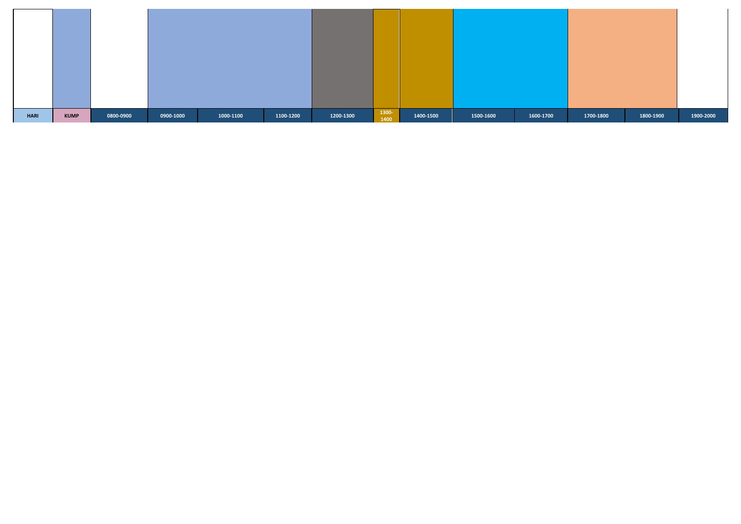| | | | | | | | | | | | | | | |
|---|---|---|---|---|---|---|---|---|---|---|---|---|---|---|
| | | | | | | | | | | | | | | |
| **HARI** | **KUMP** | **0800-0900** | **0900-1000** | **1000-1100** | **1100-1200** | **1200-1300** | **1300-1400** | **1400-1500** | **1500-1600** | **1600-1700** | **1700-1800** | **1800-1900** | **1900-2000** | |